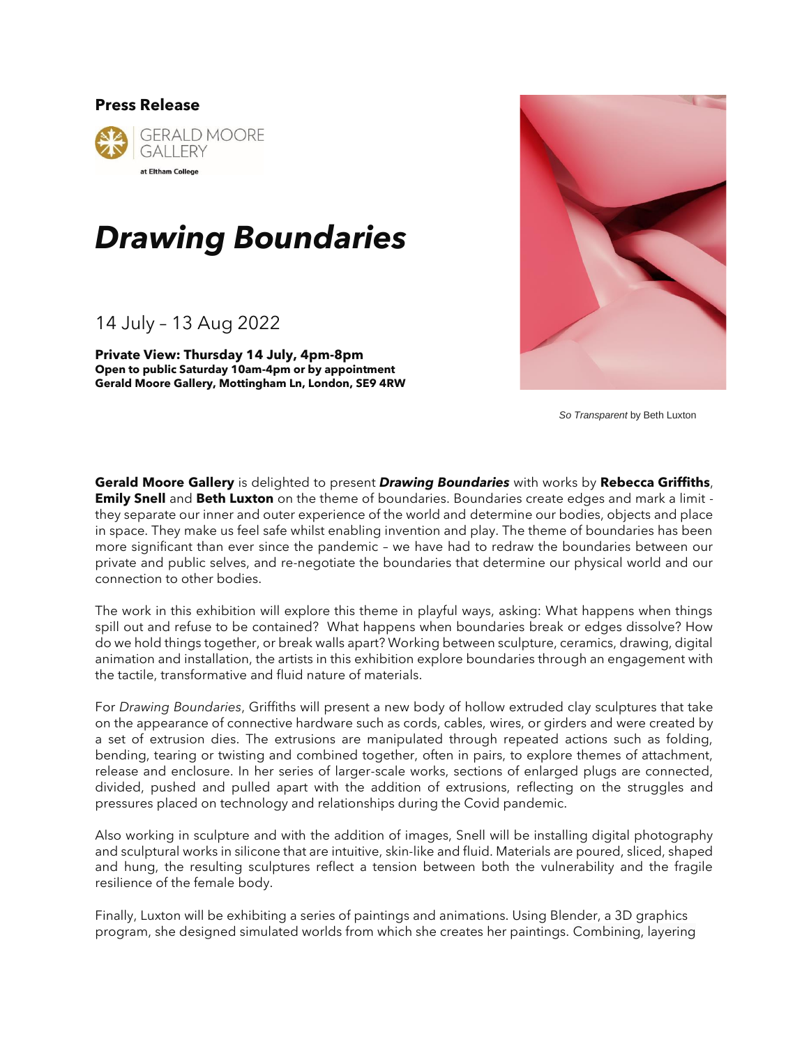**Press Release**

GERALD MOORE GALLERY

at Eltham College

# *Drawing Boundaries*

14 July – 13 Aug 2022

**Private View: Thursday 14 July, 4pm-8pm**
**Open to public Saturday 10am-4pm or by appointment**
**Gerald Moore Gallery, Mottingham Ln, London, SE9 4RW**

*So Transparent* by Beth Luxton

**Gerald Moore Gallery** is delighted to present ***Drawing Boundaries*** with works by **Rebecca Griffiths**, **Emily Snell** and **Beth Luxton** on the theme of boundaries. Boundaries create edges and mark a limit - they separate our inner and outer experience of the world and determine our bodies, objects and place in space. They make us feel safe whilst enabling invention and play. The theme of boundaries has been more significant than ever since the pandemic – we have had to redraw the boundaries between our private and public selves, and re-negotiate the boundaries that determine our physical world and our connection to other bodies.

The work in this exhibition will explore this theme in playful ways, asking: What happens when things spill out and refuse to be contained? What happens when boundaries break or edges dissolve? How do we hold things together, or break walls apart? Working between sculpture, ceramics, drawing, digital animation and installation, the artists in this exhibition explore boundaries through an engagement with the tactile, transformative and fluid nature of materials.

For *Drawing Boundaries*, Griffiths will present a new body of hollow extruded clay sculptures that take on the appearance of connective hardware such as cords, cables, wires, or girders and were created by a set of extrusion dies. The extrusions are manipulated through repeated actions such as folding, bending, tearing or twisting and combined together, often in pairs, to explore themes of attachment, release and enclosure. In her series of larger-scale works, sections of enlarged plugs are connected, divided, pushed and pulled apart with the addition of extrusions, reflecting on the struggles and pressures placed on technology and relationships during the Covid pandemic.

Also working in sculpture and with the addition of images, Snell will be installing digital photography and sculptural works in silicone that are intuitive, skin-like and fluid. Materials are poured, sliced, shaped and hung, the resulting sculptures reflect a tension between both the vulnerability and the fragile resilience of the female body.

Finally, Luxton will be exhibiting a series of paintings and animations. Using Blender, a 3D graphics program, she designed simulated worlds from which she creates her paintings. Combining, layering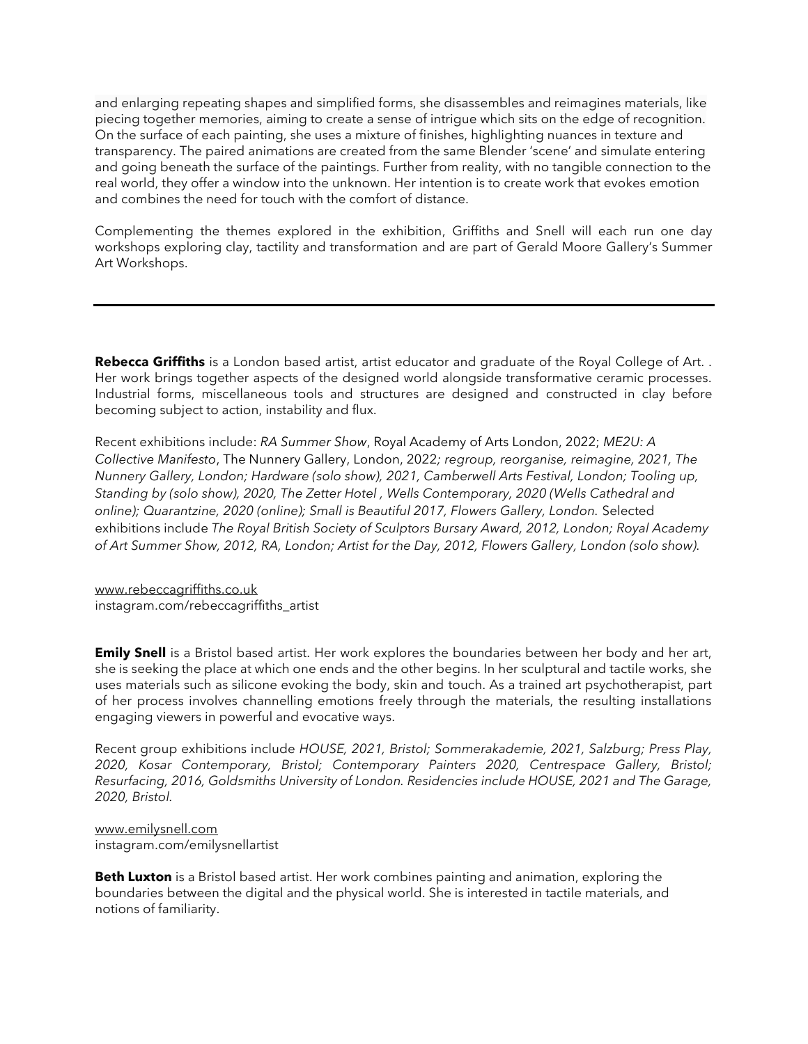and enlarging repeating shapes and simplified forms, she disassembles and reimagines materials, like piecing together memories, aiming to create a sense of intrigue which sits on the edge of recognition. On the surface of each painting, she uses a mixture of finishes, highlighting nuances in texture and transparency. The paired animations are created from the same Blender 'scene' and simulate entering and going beneath the surface of the paintings. Further from reality, with no tangible connection to the real world, they offer a window into the unknown. Her intention is to create work that evokes emotion and combines the need for touch with the comfort of distance.

Complementing the themes explored in the exhibition, Griffiths and Snell will each run one day workshops exploring clay, tactility and transformation and are part of Gerald Moore Gallery's Summer Art Workshops.

---

**Rebecca Griffiths** is a London based artist, artist educator and graduate of the Royal College of Art. . Her work brings together aspects of the designed world alongside transformative ceramic processes. Industrial forms, miscellaneous tools and structures are designed and constructed in clay before becoming subject to action, instability and flux.

Recent exhibitions include: *RA Summer Show*, Royal Academy of Arts London, 2022; *ME2U: A Collective Manifesto*, The Nunnery Gallery, London, 2022*; regroup, reorganise, reimagine, 2021, The Nunnery Gallery, London; Hardware (solo show), 2021, Camberwell Arts Festival, London; Tooling up, Standing by (solo show), 2020, The Zetter Hotel , Wells Contemporary, 2020 (Wells Cathedral and online); Quarantzine, 2020 (online); Small is Beautiful 2017, Flowers Gallery, London.* Selected exhibitions include *The Royal British Society of Sculptors Bursary Award, 2012, London; Royal Academy of Art Summer Show, 2012, RA, London; Artist for the Day, 2012, Flowers Gallery, London (solo show).*

www.rebeccagriffiths.co.uk
instagram.com/rebeccagriffiths_artist

**Emily Snell** is a Bristol based artist. Her work explores the boundaries between her body and her art, she is seeking the place at which one ends and the other begins. In her sculptural and tactile works, she uses materials such as silicone evoking the body, skin and touch. As a trained art psychotherapist, part of her process involves channelling emotions freely through the materials, the resulting installations engaging viewers in powerful and evocative ways.

Recent group exhibitions include *HOUSE, 2021, Bristol; Sommerakademie, 2021, Salzburg; Press Play, 2020, Kosar Contemporary, Bristol; Contemporary Painters 2020, Centrespace Gallery, Bristol; Resurfacing, 2016, Goldsmiths University of London. Residencies include HOUSE, 2021 and The Garage, 2020, Bristol.*

www.emilysnell.com
instagram.com/emilysnellartist

**Beth Luxton** is a Bristol based artist. Her work combines painting and animation, exploring the boundaries between the digital and the physical world. She is interested in tactile materials, and notions of familiarity.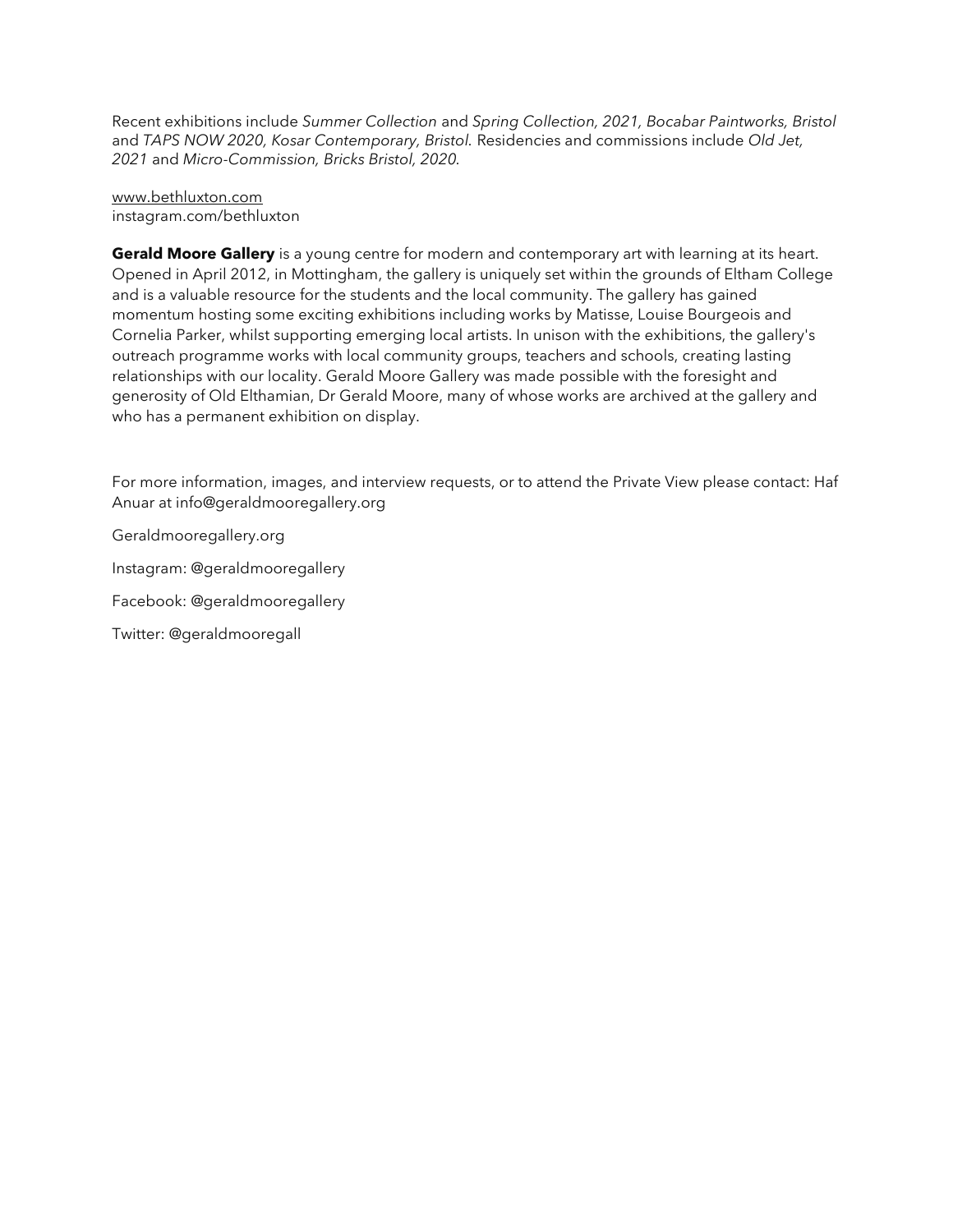Recent exhibitions include *Summer Collection* and *Spring Collection, 2021, Bocabar Paintworks, Bristol* and *TAPS NOW 2020, Kosar Contemporary, Bristol.* Residencies and commissions include *Old Jet, 2021* and *Micro-Commission, Bricks Bristol, 2020.*

www.bethluxton.com
instagram.com/bethluxton

**Gerald Moore Gallery** is a young centre for modern and contemporary art with learning at its heart. Opened in April 2012, in Mottingham, the gallery is uniquely set within the grounds of Eltham College and is a valuable resource for the students and the local community. The gallery has gained momentum hosting some exciting exhibitions including works by Matisse, Louise Bourgeois and Cornelia Parker, whilst supporting emerging local artists. In unison with the exhibitions, the gallery's outreach programme works with local community groups, teachers and schools, creating lasting relationships with our locality. Gerald Moore Gallery was made possible with the foresight and generosity of Old Elthamian, Dr Gerald Moore, many of whose works are archived at the gallery and who has a permanent exhibition on display.

For more information, images, and interview requests, or to attend the Private View please contact: Haf Anuar at info@geraldmooregallery.org

Geraldmooregallery.org

Instagram: @geraldmooregallery

Facebook: @geraldmooregallery

Twitter: @geraldmooregall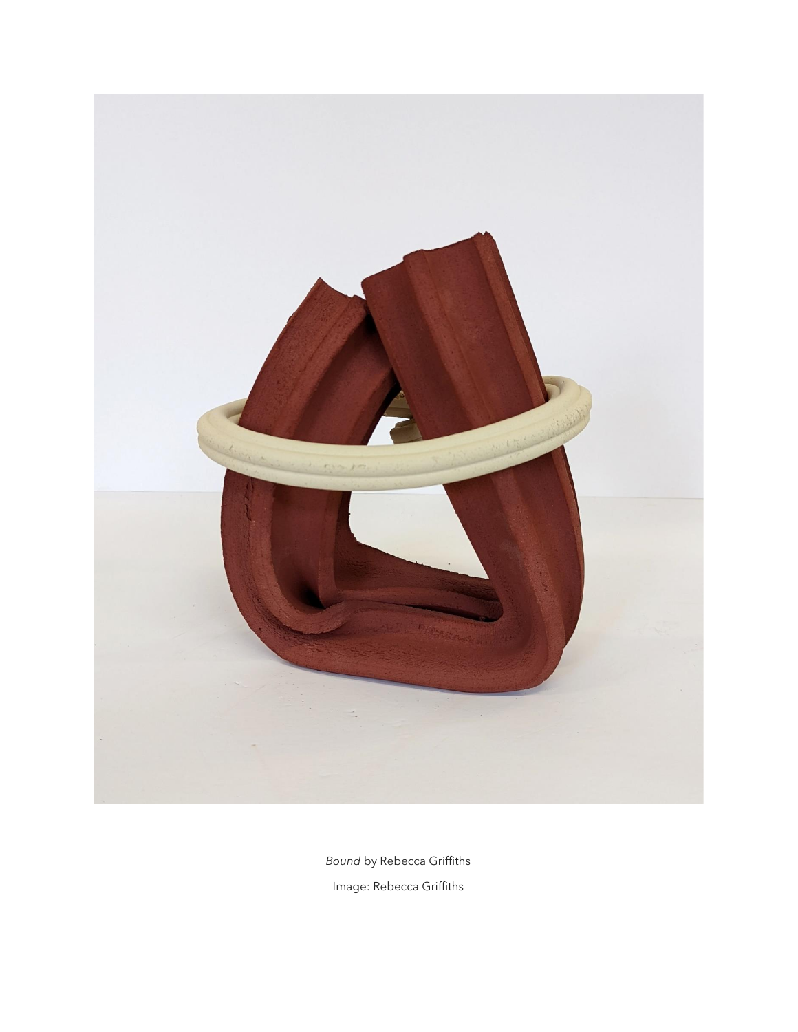*Bound* by Rebecca Griffiths

Image: Rebecca Griffiths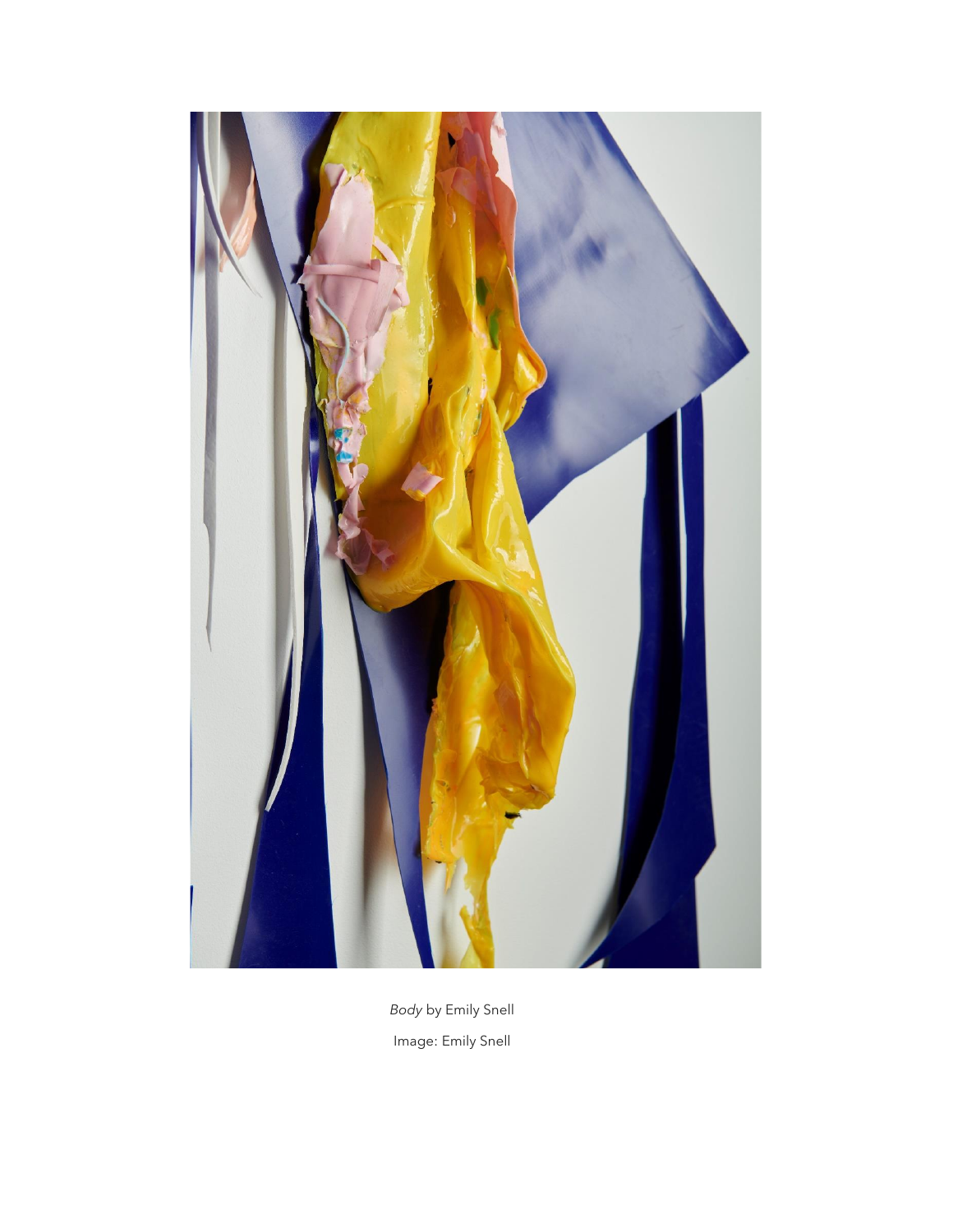*Body* by Emily Snell

Image: Emily Snell